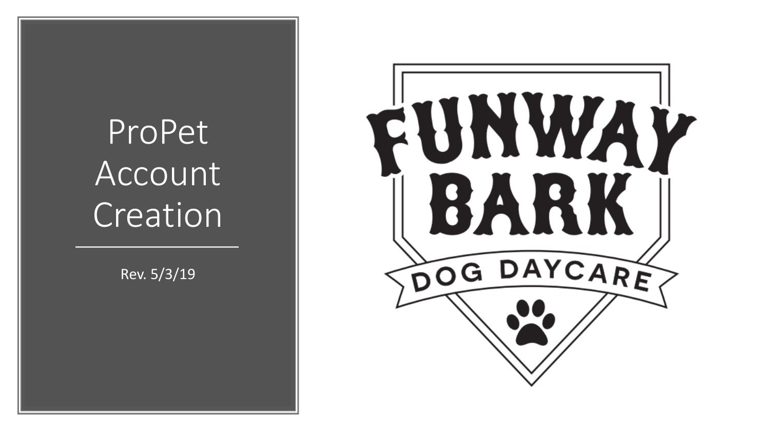# ProPet Account Creation

Rev. 5/3/19

FUNWAY BARK

DOG DAYCARE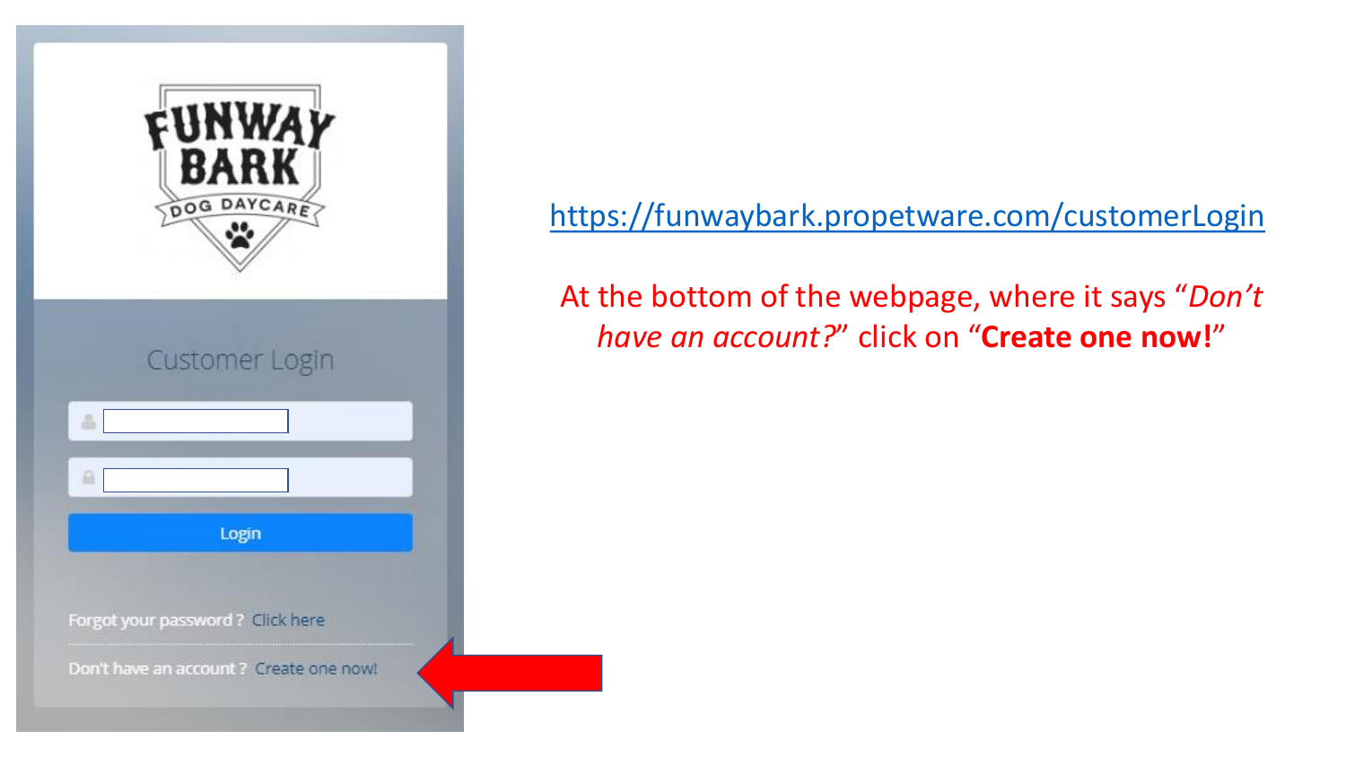FUNWAY BARK

DOG DAYCARE

Customer Login

Login

Forgot your password ? Click here

Don't have an account ? Create one now!

https://funwaybark.propetware.com/customerLogin

At the bottom of the webpage, where it says "*Don't have an account?*" click on "**Create one now!**"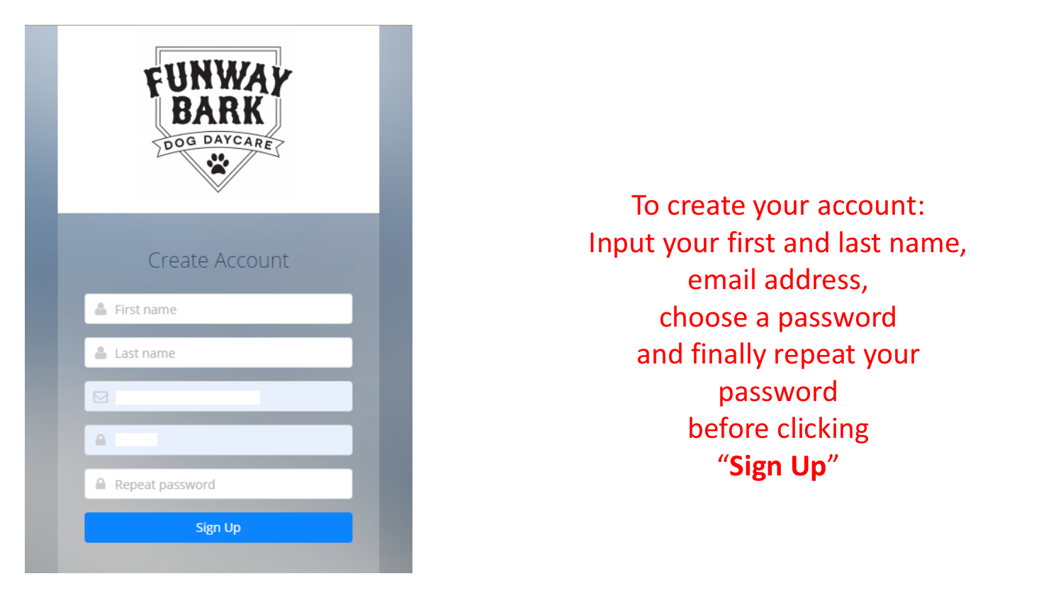FUNWAY BARK

DOG DAYCARE

Create Account

First name

Last name

Repeat password

Sign Up

To create your account:
Input your first and last name,
email address,
choose a password
and finally repeat your
password
before clicking
“**Sign Up**”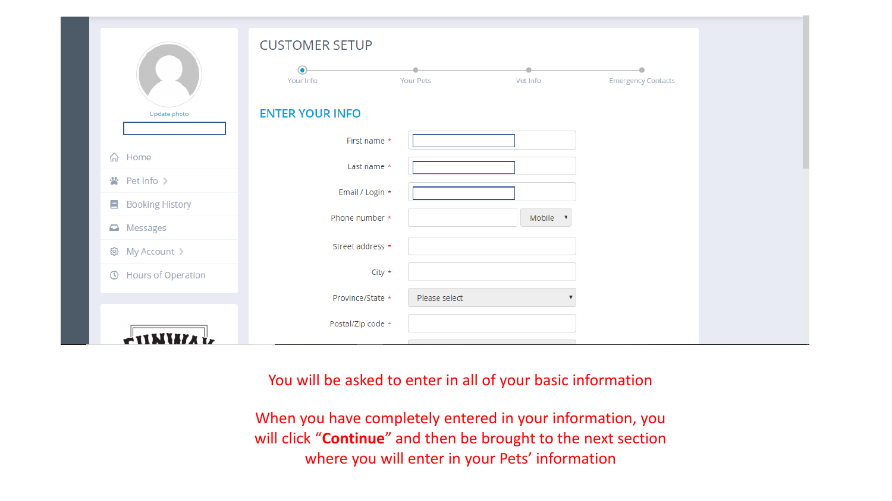# CUSTOMER SETUP

Your Info — Your Pets — Vet Info — Emergency Contacts

## ENTER YOUR INFO

First name *

Last name *

Email / Login *

Phone number * Mobile

Street address *

City *

Province/State * Please select

Postal/Zip code *

Update photo

- Home
- Pet Info
- Booking History
- Messages
- My Account
- Hours of Operation

You will be asked to enter in all of your basic information

When you have completely entered in your information, you will click "**Continue**" and then be brought to the next section where you will enter in your Pets' information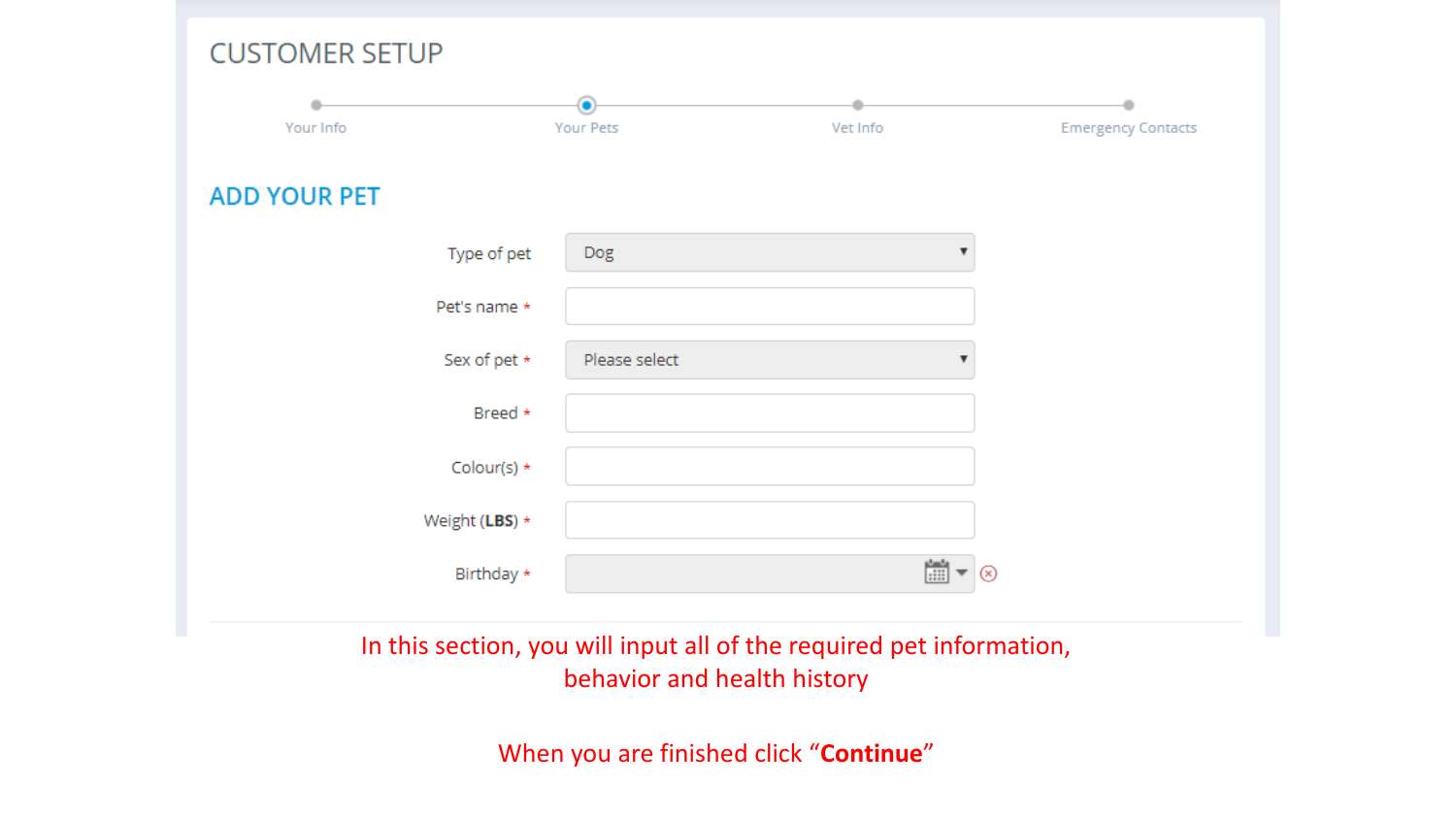# CUSTOMER SETUP

Your Info — Your Pets — Vet Info — Emergency Contacts

## ADD YOUR PET

Type of pet: Dog

Pet's name *

Sex of pet *: Please select

Breed *

Colour(s) *

Weight (**LBS**) *

Birthday *

In this section, you will input all of the required pet information, behavior and health history

When you are finished click "**Continue**"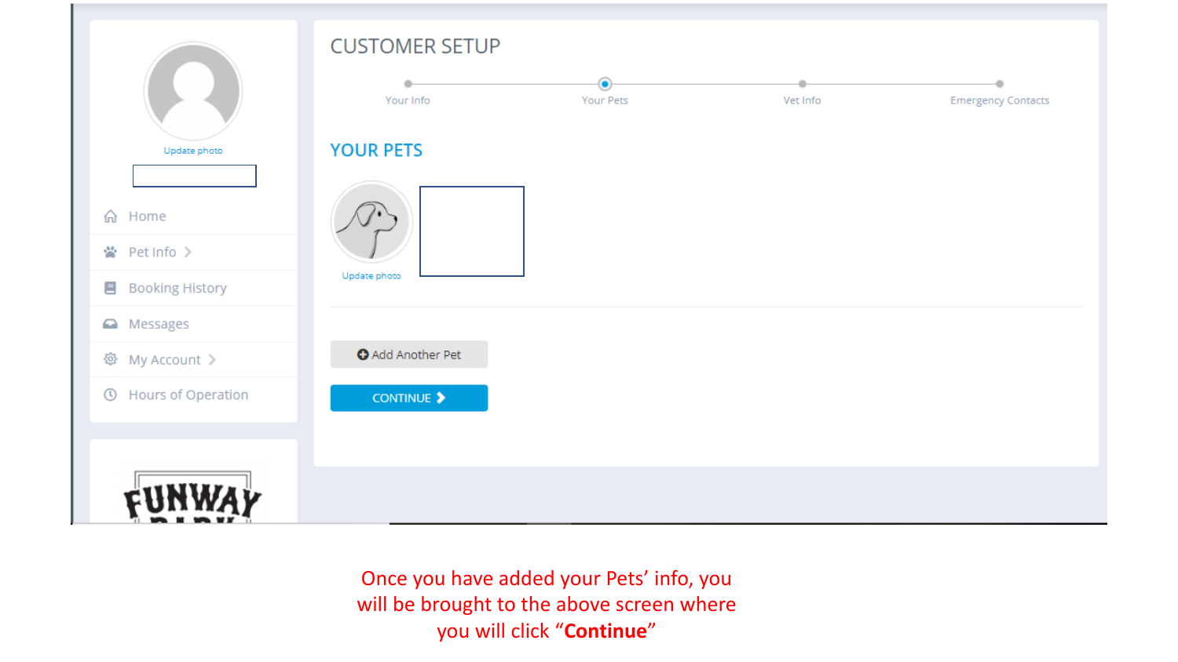CUSTOMER SETUP

Your Info — Your Pets — Vet Info — Emergency Contacts

## YOUR PETS

Update photo

Add Another Pet

CONTINUE

Home

Pet Info

Booking History

Messages

My Account

Hours of Operation

Once you have added your Pets' info, you will be brought to the above screen where you will click "**Continue**"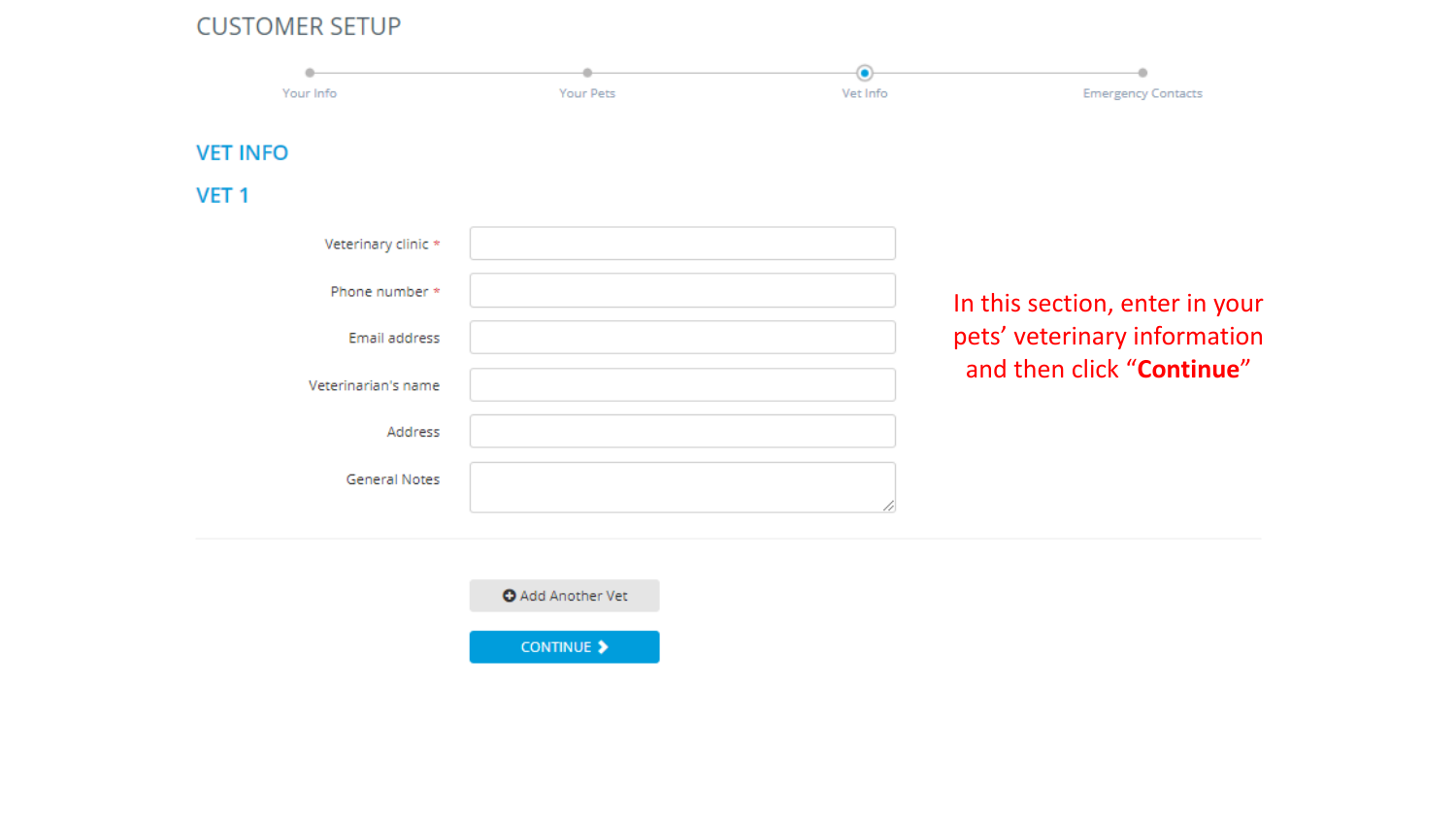# CUSTOMER SETUP

Your Info — Your Pets — Vet Info — Emergency Contacts

## VET INFO

### VET 1

Veterinary clinic *

Phone number *

Email address

Veterinarian's name

Address

General Notes

Add Another Vet

CONTINUE

In this section, enter in your pets' veterinary information and then click "**Continue**"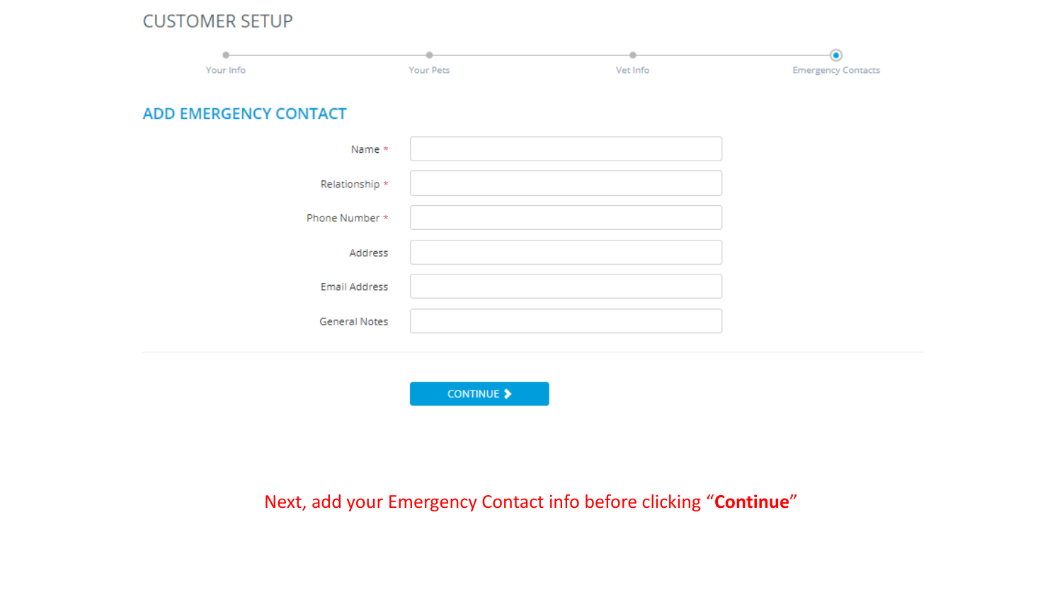# CUSTOMER SETUP

Your Info — Your Pets — Vet Info — Emergency Contacts

## ADD EMERGENCY CONTACT

Name *

Relationship *

Phone Number *

Address

Email Address

General Notes

CONTINUE

Next, add your Emergency Contact info before clicking “**Continue**”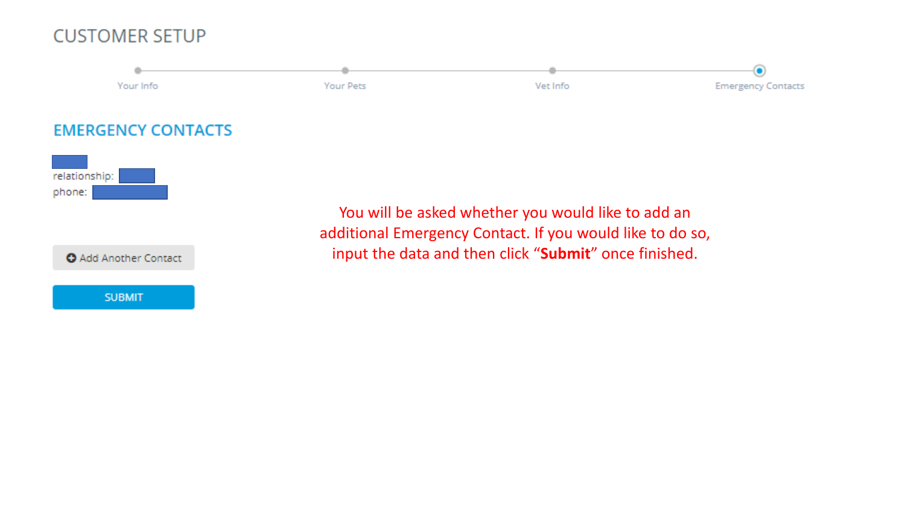# CUSTOMER SETUP

Your Info — Your Pets — Vet Info — Emergency Contacts

## EMERGENCY CONTACTS

relationship:

phone:

Add Another Contact

SUBMIT

You will be asked whether you would like to add an additional Emergency Contact. If you would like to do so, input the data and then click "**Submit**" once finished.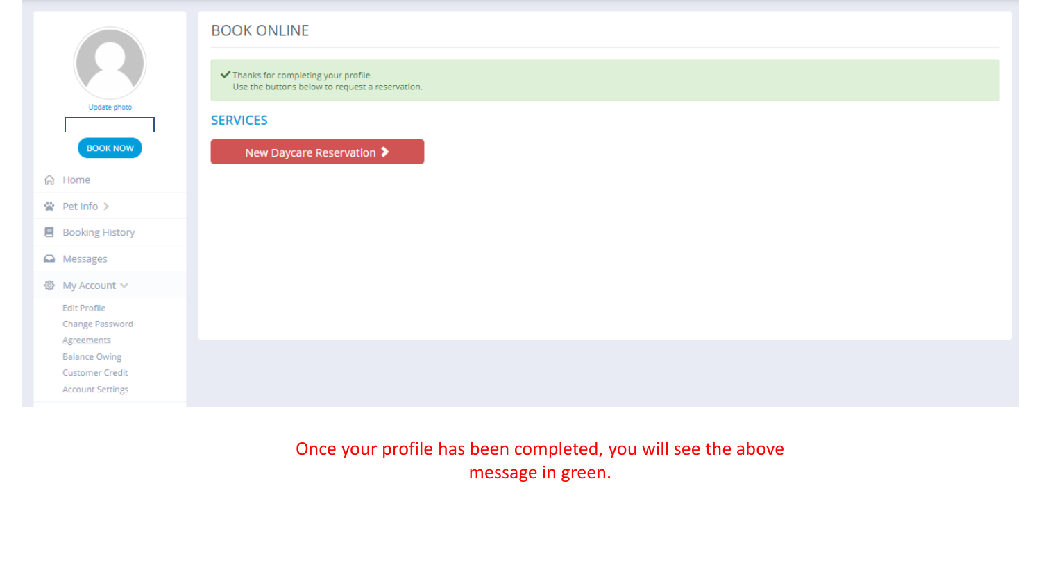Update photo

BOOK NOW

- Home
- Pet Info
- Booking History
- Messages
- My Account
  - Edit Profile
  - Change Password
  - Agreements
  - Balance Owing
  - Customer Credit
  - Account Settings

## BOOK ONLINE

✔ Thanks for completing your profile.
Use the buttons below to request a reservation.

### SERVICES

New Daycare Reservation

Once your profile has been completed, you will see the above message in green.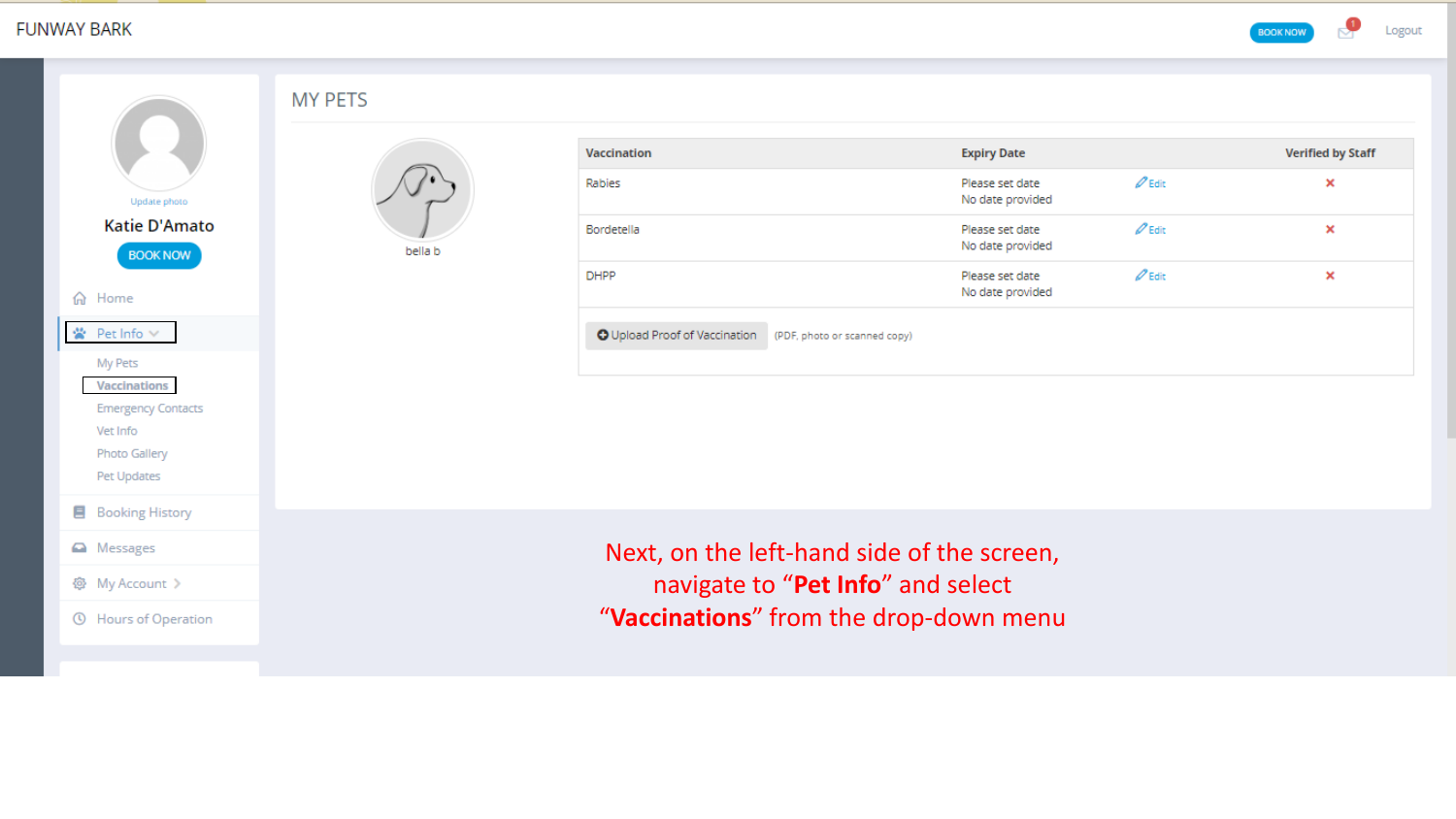FUNWAY BARK

BOOK NOW

Logout

Update photo

Katie D'Amato

BOOK NOW

- Home
- Pet Info
  - My Pets
  - Vaccinations
  - Emergency Contacts
  - Vet Info
  - Photo Gallery
  - Pet Updates
- Booking History
- Messages
- My Account
- Hours of Operation

# MY PETS

bella b

| Vaccination | Expiry Date | | Verified by Staff |
|---|---|---|---|
| Rabies | Please set date<br>No date provided | Edit | × |
| Bordetella | Please set date<br>No date provided | Edit | × |
| DHPP | Please set date<br>No date provided | Edit | × |

Upload Proof of Vaccination (PDF, photo or scanned copy)

Next, on the left-hand side of the screen, navigate to "**Pet Info**" and select "**Vaccinations**" from the drop-down menu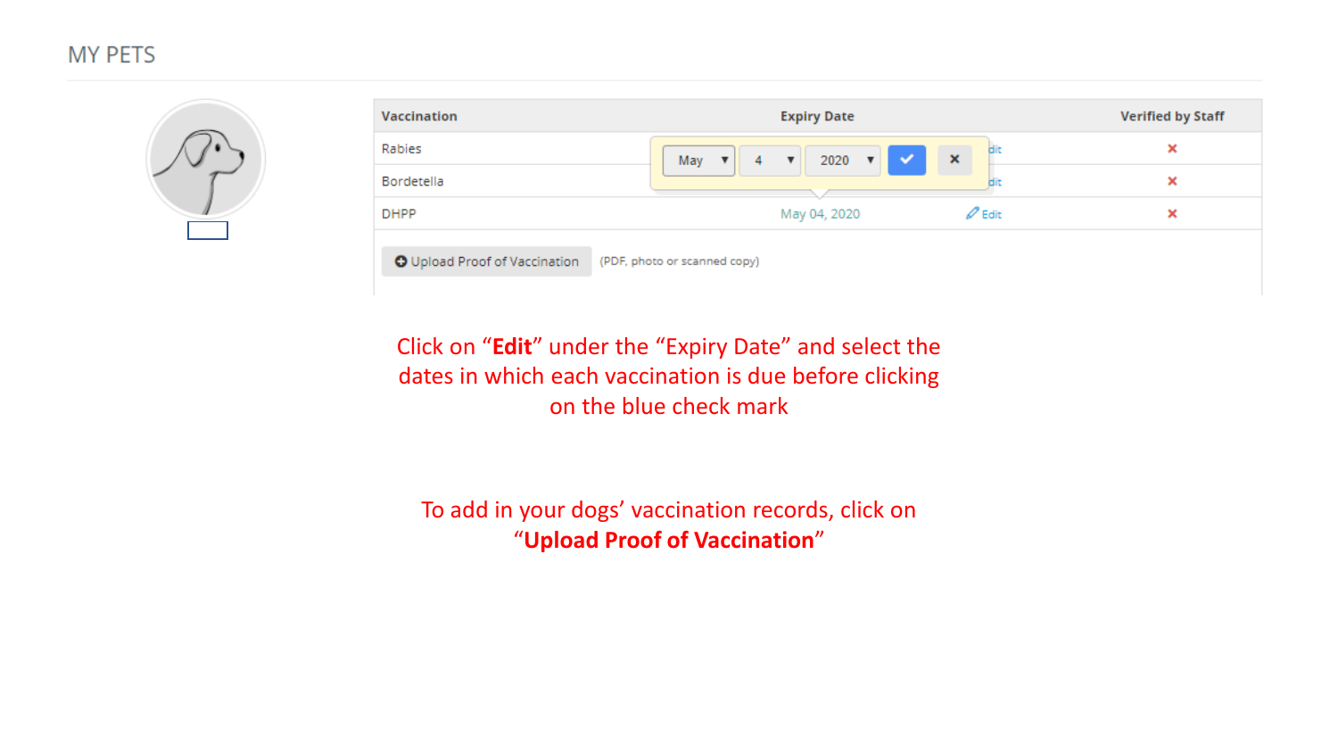## MY PETS

| Vaccination | Expiry Date | | Verified by Staff |
|---|---|---|---|
| Rabies | May ▾ 4 ▾ 2020 ▾ ✔ ✖ | dit | ✖ |
| Bordetella | | dit | ✖ |
| DHPP | May 04, 2020 | Edit | ✖ |

Upload Proof of Vaccination (PDF, photo or scanned copy)

Click on “**Edit**” under the “Expiry Date” and select the dates in which each vaccination is due before clicking on the blue check mark

To add in your dogs’ vaccination records, click on “**Upload Proof of Vaccination**”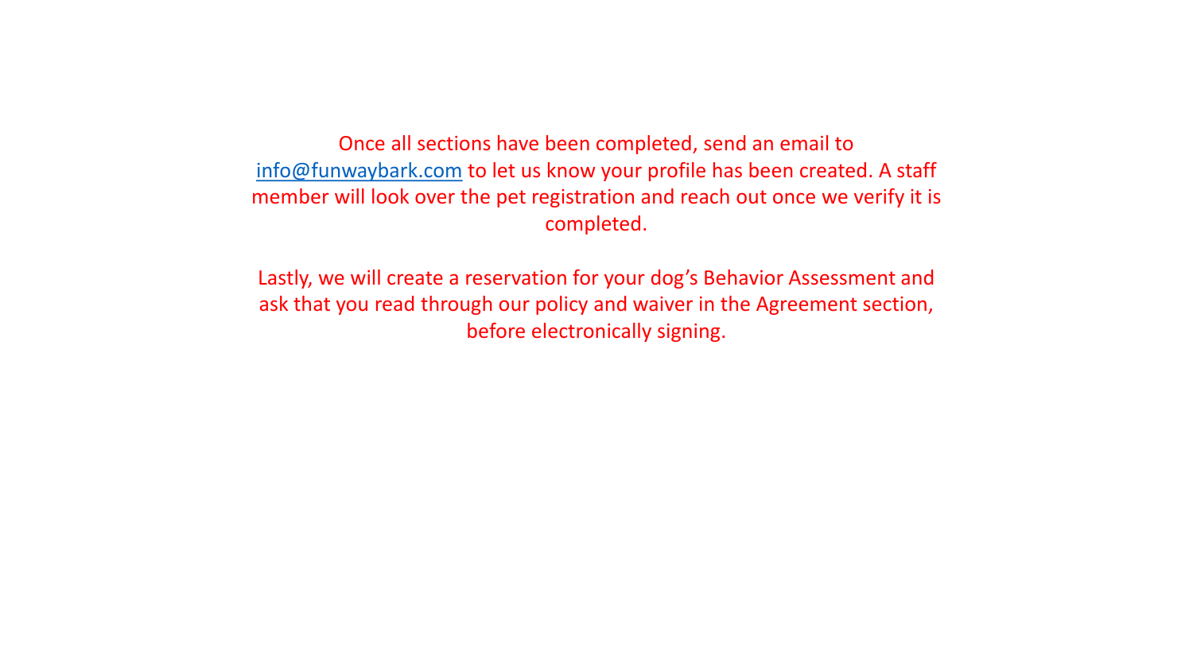Once all sections have been completed, send an email to info@funwaybark.com to let us know your profile has been created. A staff member will look over the pet registration and reach out once we verify it is completed.

Lastly, we will create a reservation for your dog's Behavior Assessment and ask that you read through our policy and waiver in the Agreement section, before electronically signing.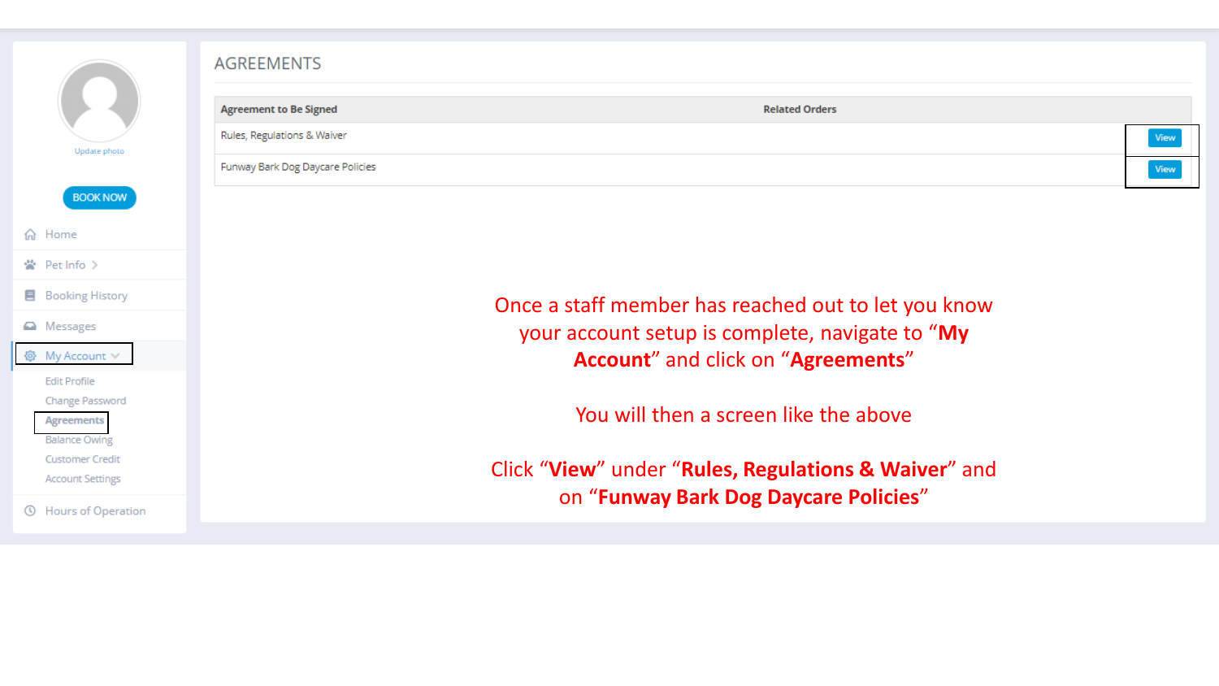Home

Pet Info

Booking History

Messages

My Account

- Edit Profile
- Change Password
- Agreements
- Balance Owing
- Customer Credit
- Account Settings

Hours of Operation

## AGREEMENTS

| Agreement to Be Signed | Related Orders | |
|---|---|---|
| Rules, Regulations & Waiver | | View |
| Funway Bark Dog Daycare Policies | | View |

Once a staff member has reached out to let you know your account setup is complete, navigate to "**My Account**" and click on "**Agreements**"

You will then a screen like the above

Click "**View**" under "**Rules, Regulations & Waiver**" and on "**Funway Bark Dog Daycare Policies**"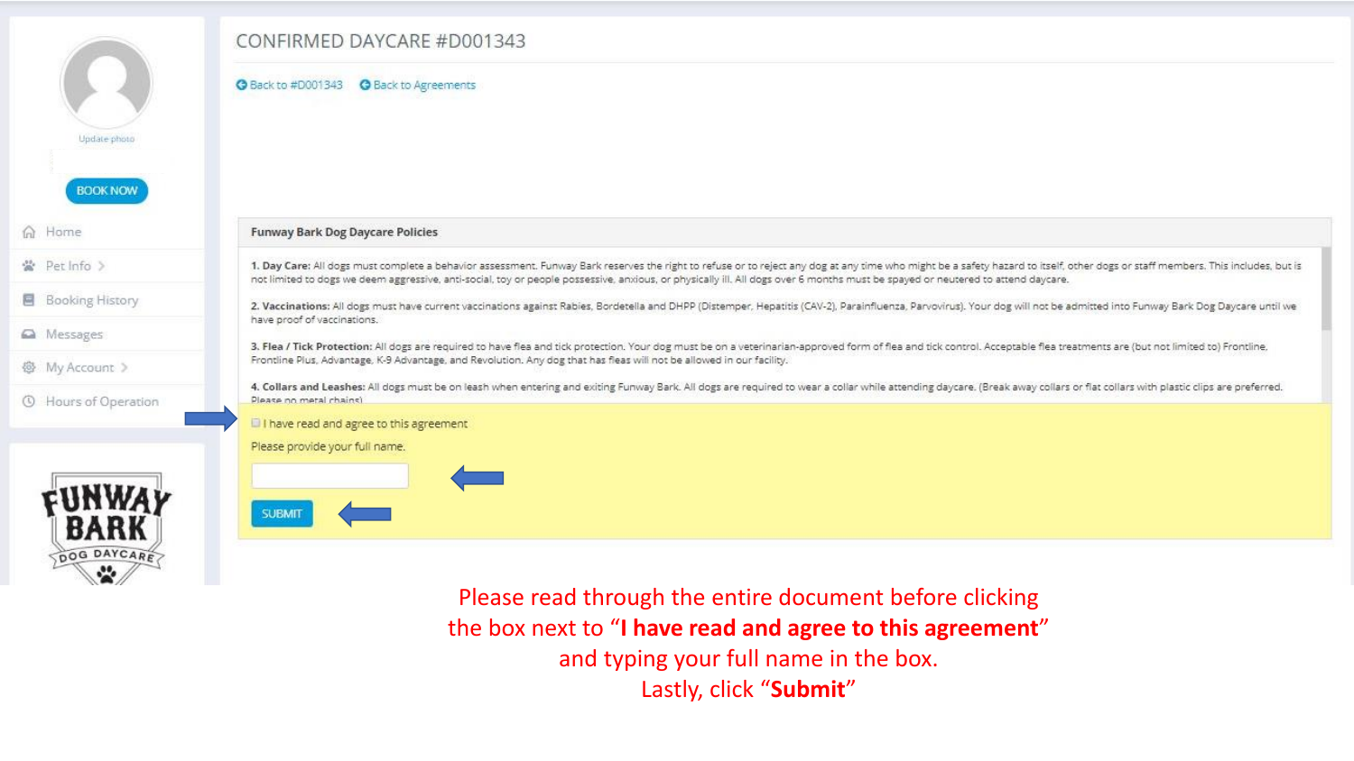# CONFIRMED DAYCARE #D001343

Back to #D001343 Back to Agreements

Update photo

BOOK NOW

- Home
- Pet Info
- Booking History
- Messages
- My Account
- Hours of Operation

FUNWAY BARK DOG DAYCARE

**Funway Bark Dog Daycare Policies**

**1. Day Care:** All dogs must complete a behavior assessment. Funway Bark reserves the right to refuse or to reject any dog at any time who might be a safety hazard to itself, other dogs or staff members. This includes, but is not limited to dogs we deem aggressive, anti-social, toy or people possessive, anxious, or physically ill. All dogs over 6 months must be spayed or neutered to attend daycare.

**2. Vaccinations:** All dogs must have current vaccinations against Rabies, Bordetella and DHPP (Distemper, Hepatitis (CAV-2), Parainfluenza, Parvovirus). Your dog will not be admitted into Funway Bark Dog Daycare until we have proof of vaccinations.

**3. Flea / Tick Protection:** All dogs are required to have flea and tick protection. Your dog must be on a veterinarian-approved form of flea and tick control. Acceptable flea treatments are (but not limited to) Frontline, Frontline Plus, Advantage, K-9 Advantage, and Revolution. Any dog that has fleas will not be allowed in our facility.

**4. Collars and Leashes:** All dogs must be on leash when entering and exiting Funway Bark. All dogs are required to wear a collar while attending daycare. (Break away collars or flat collars with plastic clips are preferred. Please no metal chains)

☐ I have read and agree to this agreement

Please provide your full name.

SUBMIT

Please read through the entire document before clicking the box next to "**I have read and agree to this agreement**" and typing your full name in the box. Lastly, click "**Submit**"